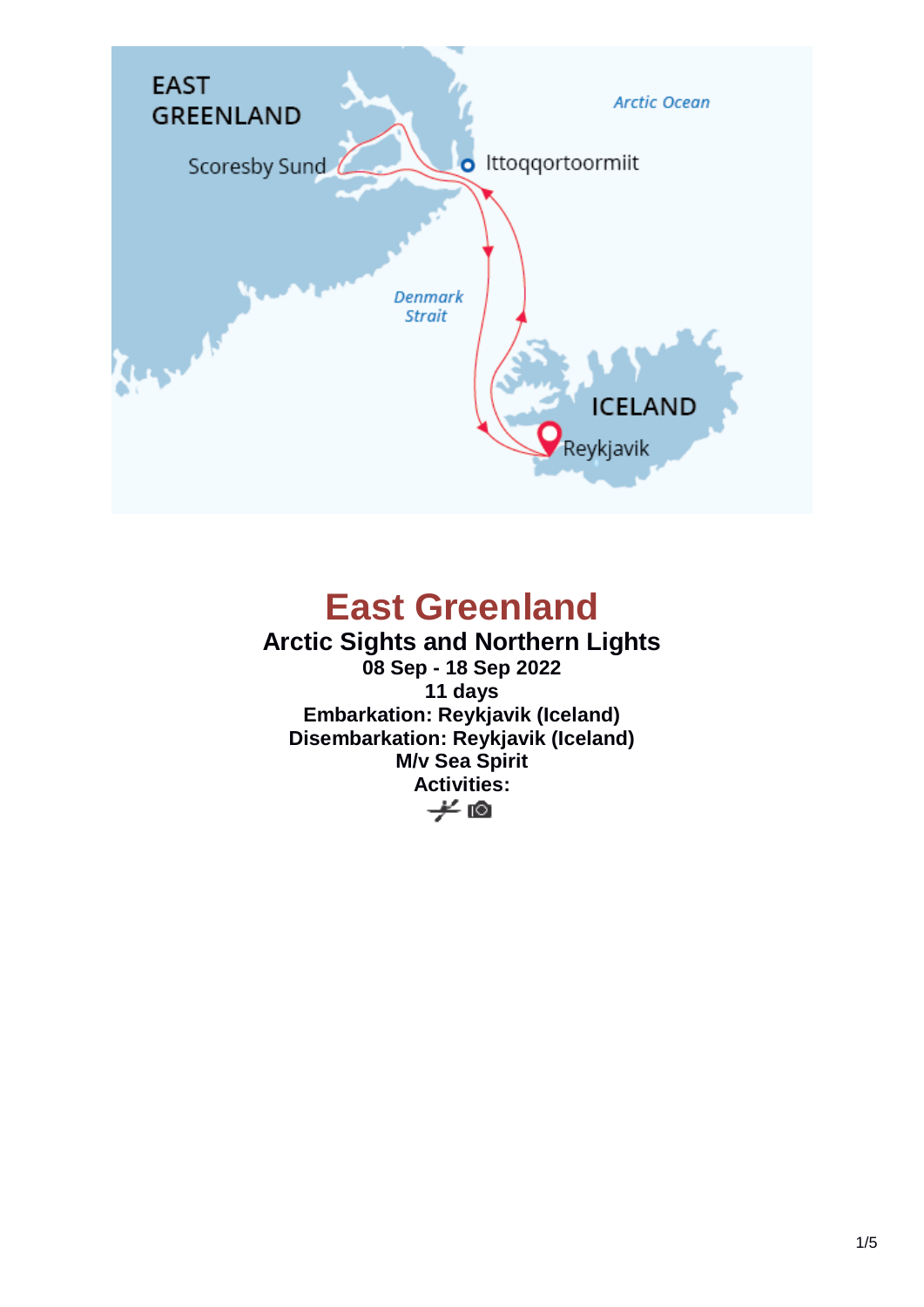# East Greenland

## Arctic Sights and Northern Lights

**08 Sep - 18 Sep 2022**

**11 days**

**Embarkation: Reykjavik (Iceland)**

**Disembarkation: Reykjavik (Iceland)**

**M/v Sea Spirit**

**Activities:**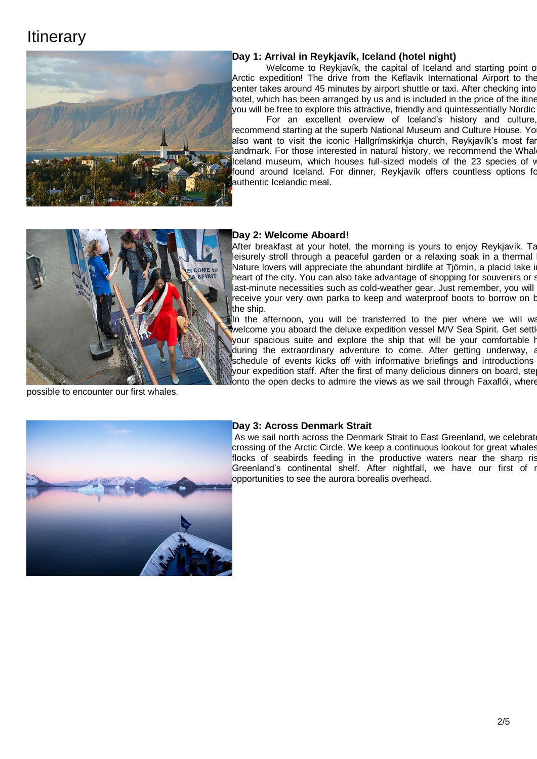# Itinerary

## Day 1: Arrival in Reykjavík, Iceland (hotel night)

Welcome to Reykjavík, the capital of Iceland and starting point o Arctic expedition! The drive from the Keflavik International Airport to the center takes around 45 minutes by airport shuttle or taxi. After checking into hotel, which has been arranged by us and is included in the price of the itine you will be free to explore this attractive, friendly and quintessentially Nordic

For an excellent overview of Iceland's history and culture, recommend starting at the superb National Museum and Culture House. Yo also want to visit the iconic Hallgrímskirkja church, Reykjavík's most fan landmark. For those interested in natural history, we recommend the Whal Iceland museum, which houses full-sized models of the 23 species of w found around Iceland. For dinner, Reykjavík offers countless options fo authentic Icelandic meal.

## Day 2: Welcome Aboard!

After breakfast at your hotel, the morning is yours to enjoy Reykjavík. Ta leisurely stroll through a peaceful garden or a relaxing soak in a thermal Nature lovers will appreciate the abundant birdlife at Tjörnin, a placid lake in heart of the city. You can also take advantage of shopping for souvenirs or s last-minute necessities such as cold-weather gear. Just remember, you will receive your very own parka to keep and waterproof boots to borrow on b the ship.

In the afternoon, you will be transferred to the pier where we will wa welcome you aboard the deluxe expedition vessel M/V Sea Spirit. Get settl your spacious suite and explore the ship that will be your comfortable h during the extraordinary adventure to come. After getting underway, a schedule of events kicks off with informative briefings and introductions your expedition staff. After the first of many delicious dinners on board, ste onto the open decks to admire the views as we sail through Faxaflói, where possible to encounter our first whales.

## Day 3: Across Denmark Strait

As we sail north across the Denmark Strait to East Greenland, we celebrat crossing of the Arctic Circle. We keep a continuous lookout for great whales flocks of seabirds feeding in the productive waters near the sharp ris Greenland's continental shelf. After nightfall, we have our first of r opportunities to see the aurora borealis overhead.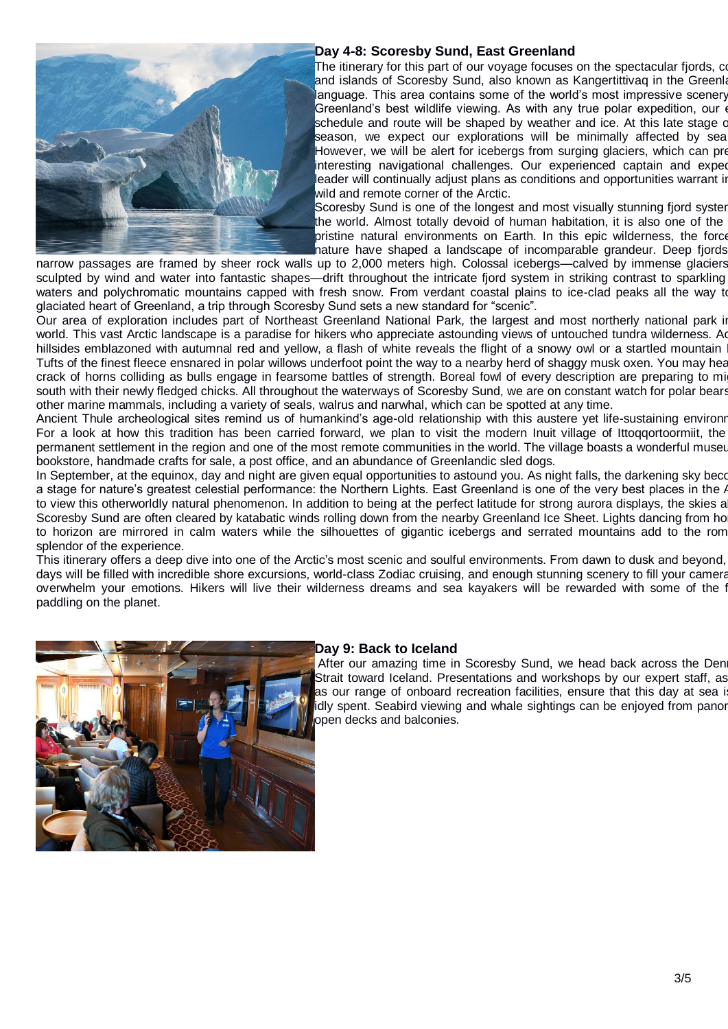## Day 4-8: Scoresby Sund, East Greenland

The itinerary for this part of our voyage focuses on the spectacular fjords, co and islands of Scoresby Sund, also known as Kangertittivaq in the Greenla language. This area contains some of the world's most impressive scenery Greenland's best wildlife viewing. As with any true polar expedition, our e schedule and route will be shaped by weather and ice. At this late stage o season, we expect our explorations will be minimally affected by sea However, we will be alert for icebergs from surging glaciers, which can pre interesting navigational challenges. Our experienced captain and exped leader will continually adjust plans as conditions and opportunities warrant ir wild and remote corner of the Arctic.

Scoresby Sund is one of the longest and most visually stunning fjord syster the world. Almost totally devoid of human habitation, it is also one of the pristine natural environments on Earth. In this epic wilderness, the force nature have shaped a landscape of incomparable grandeur. Deep fjords narrow passages are framed by sheer rock walls up to 2,000 meters high. Colossal icebergs—calved by immense glaciers sculpted by wind and water into fantastic shapes—drift throughout the intricate fjord system in striking contrast to sparkling waters and polychromatic mountains capped with fresh snow. From verdant coastal plains to ice-clad peaks all the way to glaciated heart of Greenland, a trip through Scoresby Sund sets a new standard for "scenic".

Our area of exploration includes part of Northeast Greenland National Park, the largest and most northerly national park in world. This vast Arctic landscape is a paradise for hikers who appreciate astounding views of untouched tundra wilderness. Ac hillsides emblazoned with autumnal red and yellow, a flash of white reveals the flight of a snowy owl or a startled mountain l Tufts of the finest fleece ensnared in polar willows underfoot point the way to a nearby herd of shaggy musk oxen. You may hea crack of horns colliding as bulls engage in fearsome battles of strength. Boreal fowl of every description are preparing to mi south with their newly fledged chicks. All throughout the waterways of Scoresby Sund, we are on constant watch for polar bears other marine mammals, including a variety of seals, walrus and narwhal, which can be spotted at any time.

Ancient Thule archeological sites remind us of humankind's age-old relationship with this austere yet life-sustaining environ For a look at how this tradition has been carried forward, we plan to visit the modern Inuit village of Ittoqqortoormiit, the permanent settlement in the region and one of the most remote communities in the world. The village boasts a wonderful museu bookstore, handmade crafts for sale, a post office, and an abundance of Greenlandic sled dogs.

In September, at the equinox, day and night are given equal opportunities to astound you. As night falls, the darkening sky beco a stage for nature's greatest celestial performance: the Northern Lights. East Greenland is one of the very best places in the A to view this otherworldly natural phenomenon. In addition to being at the perfect latitude for strong aurora displays, the skies a Scoresby Sund are often cleared by katabatic winds rolling down from the nearby Greenland Ice Sheet. Lights dancing from ho to horizon are mirrored in calm waters while the silhouettes of gigantic icebergs and serrated mountains add to the rom splendor of the experience.

This itinerary offers a deep dive into one of the Arctic's most scenic and soulful environments. From dawn to dusk and beyond, days will be filled with incredible shore excursions, world-class Zodiac cruising, and enough stunning scenery to fill your camera overwhelm your emotions. Hikers will live their wilderness dreams and sea kayakers will be rewarded with some of the f paddling on the planet.

## Day 9: Back to Iceland

After our amazing time in Scoresby Sund, we head back across the Denn Strait toward Iceland. Presentations and workshops by our expert staff, as as our range of onboard recreation facilities, ensure that this day at sea is idly spent. Seabird viewing and whale sightings can be enjoyed from panor open decks and balconies.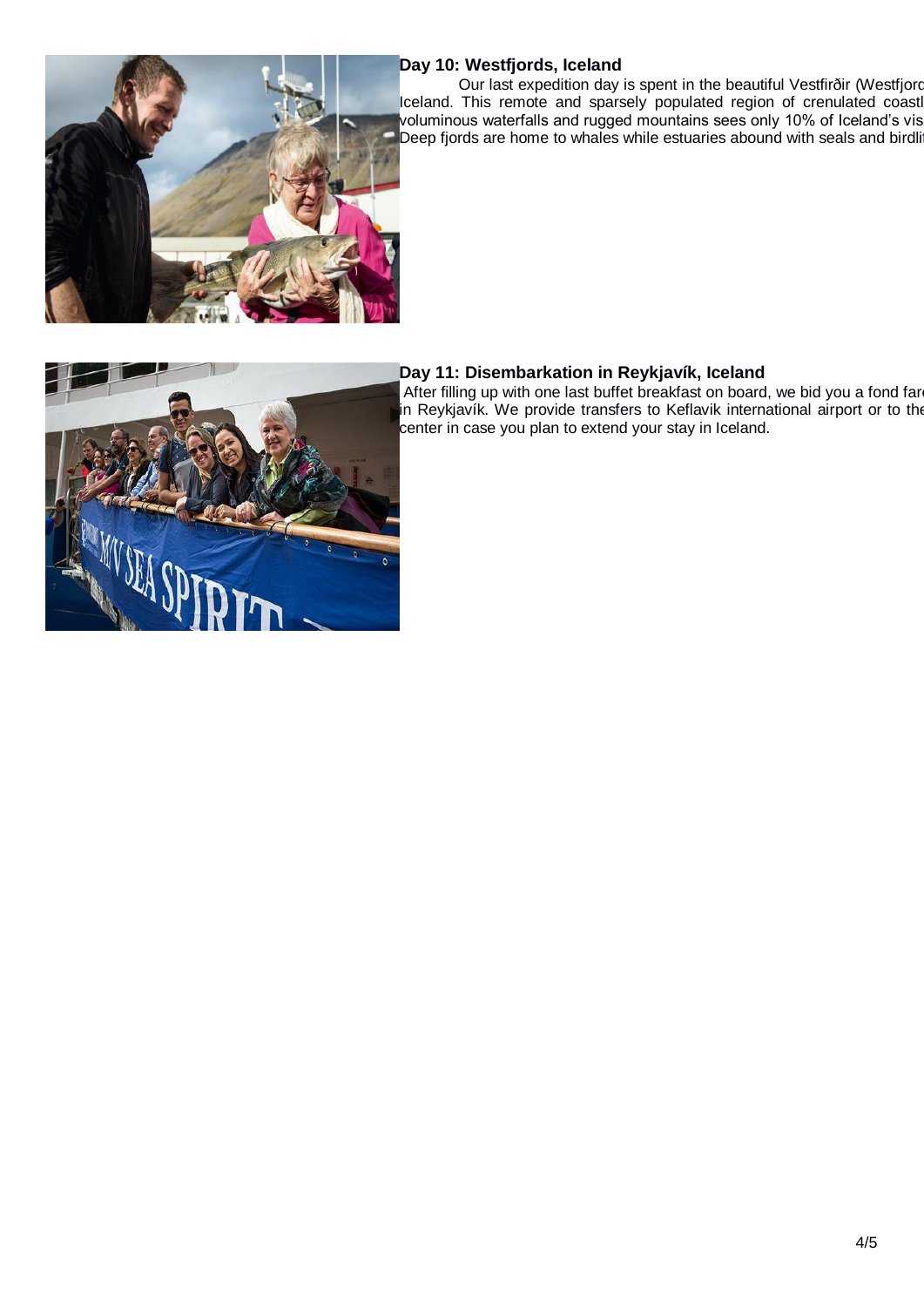## Day 10: Westfjords, Iceland

Our last expedition day is spent in the beautiful Vestfirðir (Westfjord Iceland. This remote and sparsely populated region of crenulated coastl voluminous waterfalls and rugged mountains sees only 10% of Iceland's vis Deep fjords are home to whales while estuaries abound with seals and birdli

## Day 11: Disembarkation in Reykjavík, Iceland

After filling up with one last buffet breakfast on board, we bid you a fond far in Reykjavík. We provide transfers to Keflavik international airport or to the center in case you plan to extend your stay in Iceland.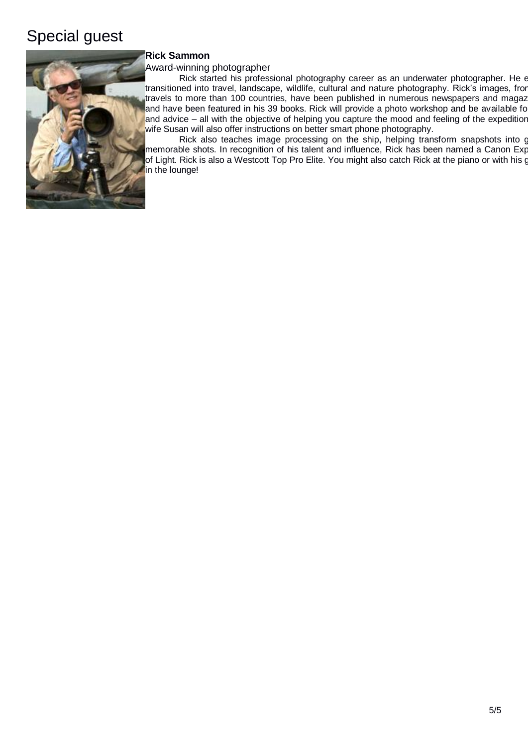# Special guest

**Rick Sammon**

Award-winning photographer

Rick started his professional photography career as an underwater photographer. He e transitioned into travel, landscape, wildlife, cultural and nature photography. Rick's images, fror travels to more than 100 countries, have been published in numerous newspapers and magaz and have been featured in his 39 books. Rick will provide a photo workshop and be available fo and advice – all with the objective of helping you capture the mood and feeling of the expedition wife Susan will also offer instructions on better smart phone photography.

Rick also teaches image processing on the ship, helping transform snapshots into g memorable shots. In recognition of his talent and influence, Rick has been named a Canon Exp of Light. Rick is also a Westcott Top Pro Elite. You might also catch Rick at the piano or with his g in the lounge!